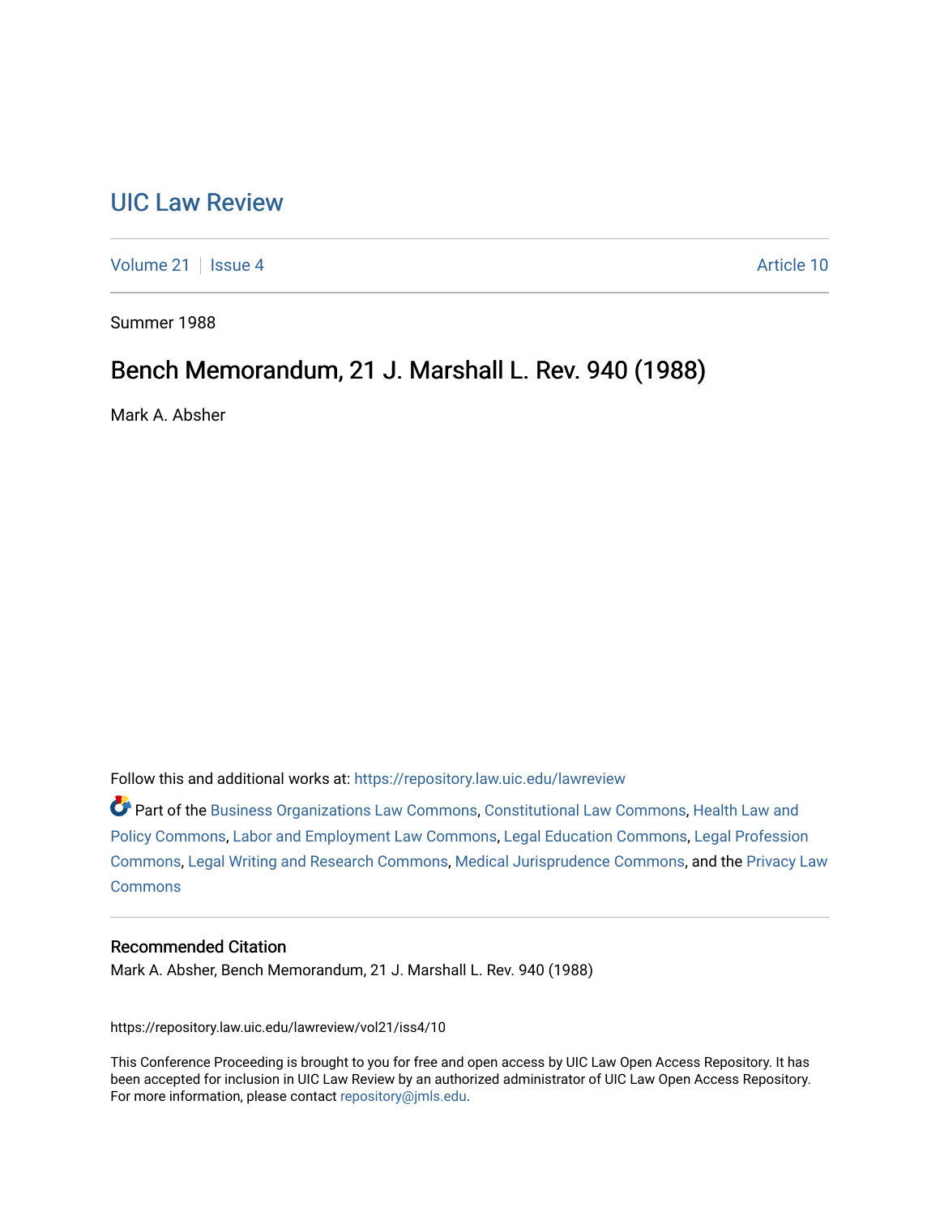# UIC Law Review

Volume 21 | Issue 4 | Article 10

Summer 1988

## Bench Memorandum, 21 J. Marshall L. Rev. 940 (1988)

Mark A. Absher

Follow this and additional works at: https://repository.law.uic.edu/lawreview

Part of the Business Organizations Law Commons, Constitutional Law Commons, Health Law and Policy Commons, Labor and Employment Law Commons, Legal Education Commons, Legal Profession Commons, Legal Writing and Research Commons, Medical Jurisprudence Commons, and the Privacy Law Commons

### Recommended Citation

Mark A. Absher, Bench Memorandum, 21 J. Marshall L. Rev. 940 (1988)

https://repository.law.uic.edu/lawreview/vol21/iss4/10

This Conference Proceeding is brought to you for free and open access by UIC Law Open Access Repository. It has been accepted for inclusion in UIC Law Review by an authorized administrator of UIC Law Open Access Repository. For more information, please contact repository@jmls.edu.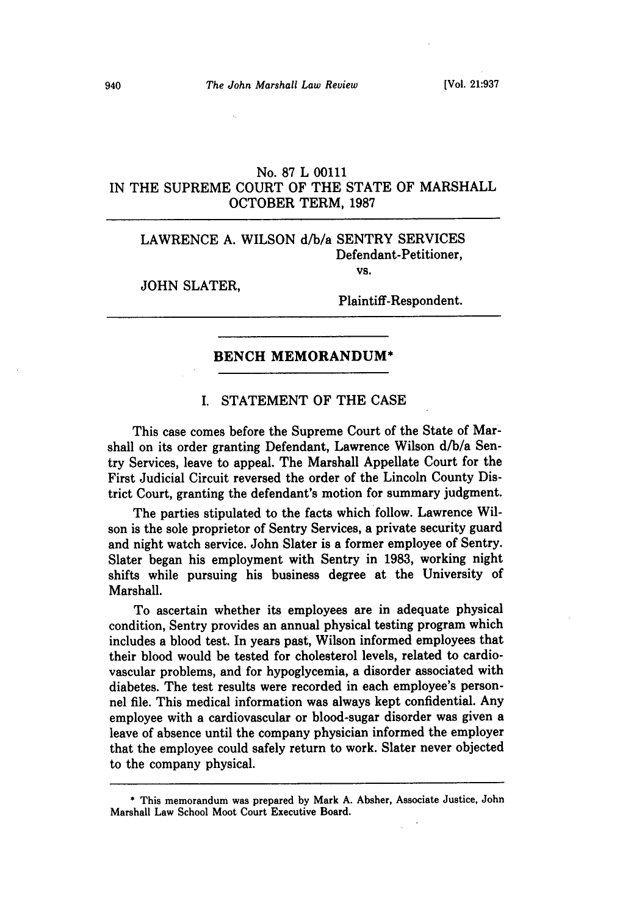No. 87 L 00111
IN THE SUPREME COURT OF THE STATE OF MARSHALL
OCTOBER TERM, 1987

---

LAWRENCE A. WILSON d/b/a SENTRY SERVICES
Defendant-Petitioner,
vs.
JOHN SLATER,
Plaintiff-Respondent.

---

## BENCH MEMORANDUM*

### I. STATEMENT OF THE CASE

This case comes before the Supreme Court of the State of Marshall on its order granting Defendant, Lawrence Wilson d/b/a Sentry Services, leave to appeal. The Marshall Appellate Court for the First Judicial Circuit reversed the order of the Lincoln County District Court, granting the defendant's motion for summary judgment.

The parties stipulated to the facts which follow. Lawrence Wilson is the sole proprietor of Sentry Services, a private security guard and night watch service. John Slater is a former employee of Sentry. Slater began his employment with Sentry in 1983, working night shifts while pursuing his business degree at the University of Marshall.

To ascertain whether its employees are in adequate physical condition, Sentry provides an annual physical testing program which includes a blood test. In years past, Wilson informed employees that their blood would be tested for cholesterol levels, related to cardiovascular problems, and for hypoglycemia, a disorder associated with diabetes. The test results were recorded in each employee's personnel file. This medical information was always kept confidential. Any employee with a cardiovascular or blood-sugar disorder was given a leave of absence until the company physician informed the employer that the employee could safely return to work. Slater never objected to the company physical.

---

\* This memorandum was prepared by Mark A. Absher, Associate Justice, John Marshall Law School Moot Court Executive Board.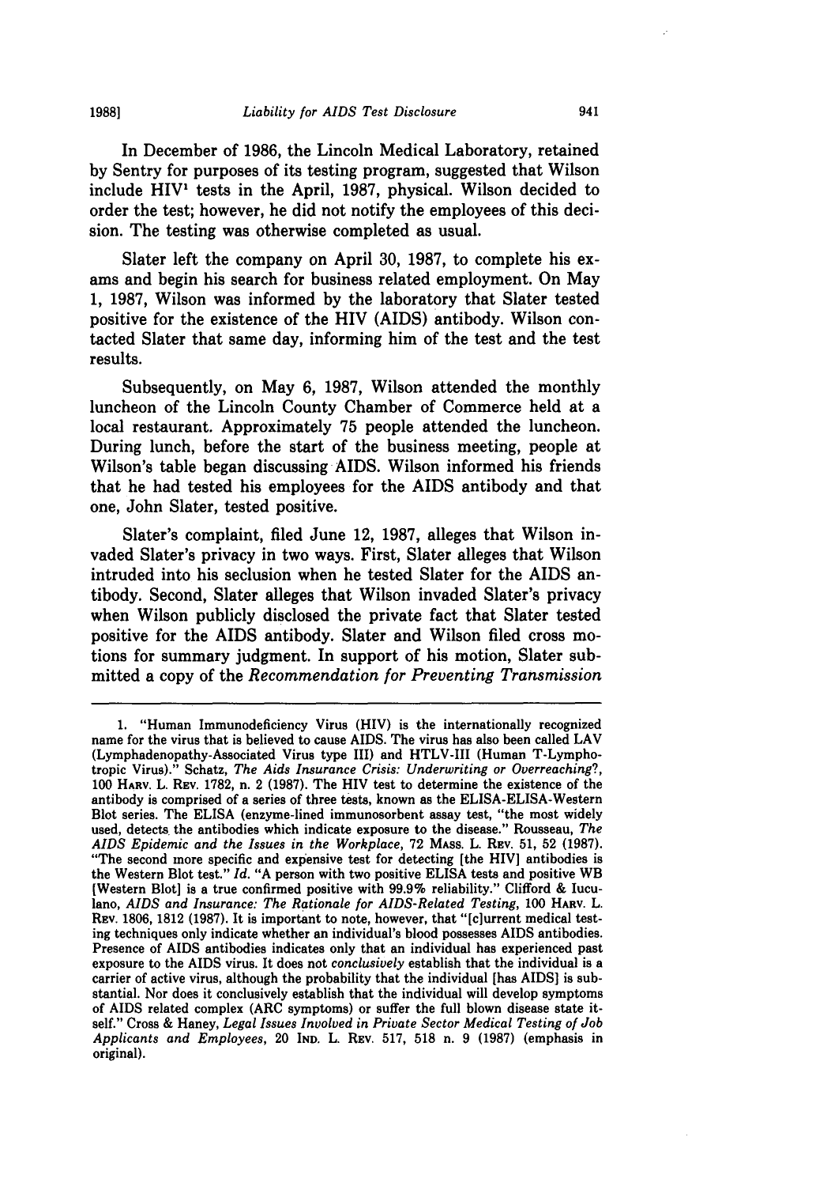In December of 1986, the Lincoln Medical Laboratory, retained by Sentry for purposes of its testing program, suggested that Wilson include HIV[1] tests in the April, 1987, physical. Wilson decided to order the test; however, he did not notify the employees of this decision. The testing was otherwise completed as usual.

Slater left the company on April 30, 1987, to complete his exams and begin his search for business related employment. On May 1, 1987, Wilson was informed by the laboratory that Slater tested positive for the existence of the HIV (AIDS) antibody. Wilson contacted Slater that same day, informing him of the test and the test results.

Subsequently, on May 6, 1987, Wilson attended the monthly luncheon of the Lincoln County Chamber of Commerce held at a local restaurant. Approximately 75 people attended the luncheon. During lunch, before the start of the business meeting, people at Wilson's table began discussing AIDS. Wilson informed his friends that he had tested his employees for the AIDS antibody and that one, John Slater, tested positive.

Slater's complaint, filed June 12, 1987, alleges that Wilson invaded Slater's privacy in two ways. First, Slater alleges that Wilson intruded into his seclusion when he tested Slater for the AIDS antibody. Second, Slater alleges that Wilson invaded Slater's privacy when Wilson publicly disclosed the private fact that Slater tested positive for the AIDS antibody. Slater and Wilson filed cross motions for summary judgment. In support of his motion, Slater submitted a copy of the *Recommendation for Preventing Transmission*

---

1. "Human Immunodeficiency Virus (HIV) is the internationally recognized name for the virus that is believed to cause AIDS. The virus has also been called LAV (Lymphadenopathy-Associated Virus type III) and HTLV-III (Human T-Lymphotropic Virus)." Schatz, *The Aids Insurance Crisis: Underwriting or Overreaching?*, 100 HARV. L. REV. 1782, n. 2 (1987). The HIV test to determine the existence of the antibody is comprised of a series of three tests, known as the ELISA-ELISA-Western Blot series. The ELISA (enzyme-lined immunosorbent assay test, "the most widely used, detects the antibodies which indicate exposure to the disease." Rousseau, *The AIDS Epidemic and the Issues in the Workplace*, 72 MASS. L. REV. 51, 52 (1987). "The second more specific and expensive test for detecting [the HIV] antibodies is the Western Blot test." *Id.* "A person with two positive ELISA tests and positive WB [Western Blot] is a true confirmed positive with 99.9% reliability." Clifford & Iuculano, *AIDS and Insurance: The Rationale for AIDS-Related Testing*, 100 HARV. L. REV. 1806, 1812 (1987). It is important to note, however, that "[c]urrent medical testing techniques only indicate whether an individual's blood possesses AIDS antibodies. Presence of AIDS antibodies indicates only that an individual has experienced past exposure to the AIDS virus. It does not *conclusively* establish that the individual is a carrier of active virus, although the probability that the individual [has AIDS] is substantial. Nor does it conclusively establish that the individual will develop symptoms of AIDS related complex (ARC symptoms) or suffer the full blown disease state itself." Cross & Haney, *Legal Issues Involved in Private Sector Medical Testing of Job Applicants and Employees*, 20 IND. L. REV. 517, 518 n. 9 (1987) (emphasis in original).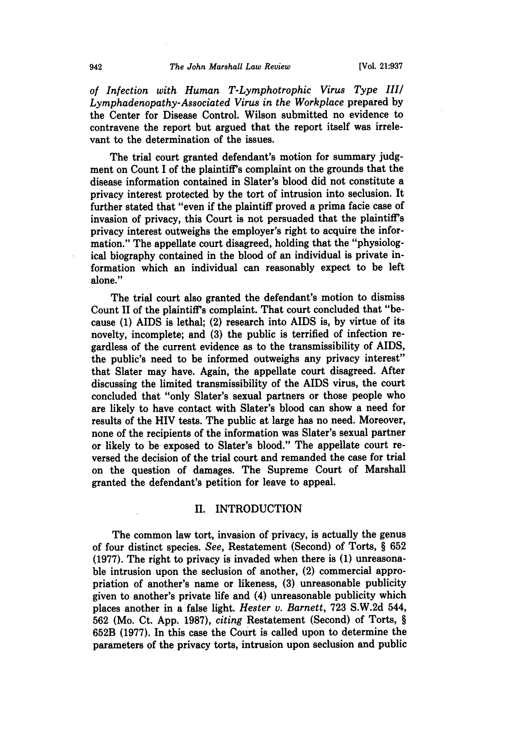*of Infection with Human T-Lymphotrophic Virus Type III/ Lymphadenopathy-Associated Virus in the Workplace* prepared by the Center for Disease Control. Wilson submitted no evidence to contravene the report but argued that the report itself was irrelevant to the determination of the issues.

The trial court granted defendant's motion for summary judgment on Count I of the plaintiff's complaint on the grounds that the disease information contained in Slater's blood did not constitute a privacy interest protected by the tort of intrusion into seclusion. It further stated that "even if the plaintiff proved a prima facie case of invasion of privacy, this Court is not persuaded that the plaintiff's privacy interest outweighs the employer's right to acquire the information." The appellate court disagreed, holding that the "physiological biography contained in the blood of an individual is private information which an individual can reasonably expect to be left alone."

The trial court also granted the defendant's motion to dismiss Count II of the plaintiff's complaint. That court concluded that "because (1) AIDS is lethal; (2) research into AIDS is, by virtue of its novelty, incomplete; and (3) the public is terrified of infection regardless of the current evidence as to the transmissibility of AIDS, the public's need to be informed outweighs any privacy interest" that Slater may have. Again, the appellate court disagreed. After discussing the limited transmissibility of the AIDS virus, the court concluded that "only Slater's sexual partners or those people who are likely to have contact with Slater's blood can show a need for results of the HIV tests. The public at large has no need. Moreover, none of the recipients of the information was Slater's sexual partner or likely to be exposed to Slater's blood." The appellate court reversed the decision of the trial court and remanded the case for trial on the question of damages. The Supreme Court of Marshall granted the defendant's petition for leave to appeal.

## II. INTRODUCTION

The common law tort, invasion of privacy, is actually the genus of four distinct species. *See*, Restatement (Second) of Torts, § 652 (1977). The right to privacy is invaded when there is (1) unreasonable intrusion upon the seclusion of another, (2) commercial appropriation of another's name or likeness, (3) unreasonable publicity given to another's private life and (4) unreasonable publicity which places another in a false light. *Hester v. Barnett*, 723 S.W.2d 544, 562 (Mo. Ct. App. 1987), *citing* Restatement (Second) of Torts, § 652B (1977). In this case the Court is called upon to determine the parameters of the privacy torts, intrusion upon seclusion and public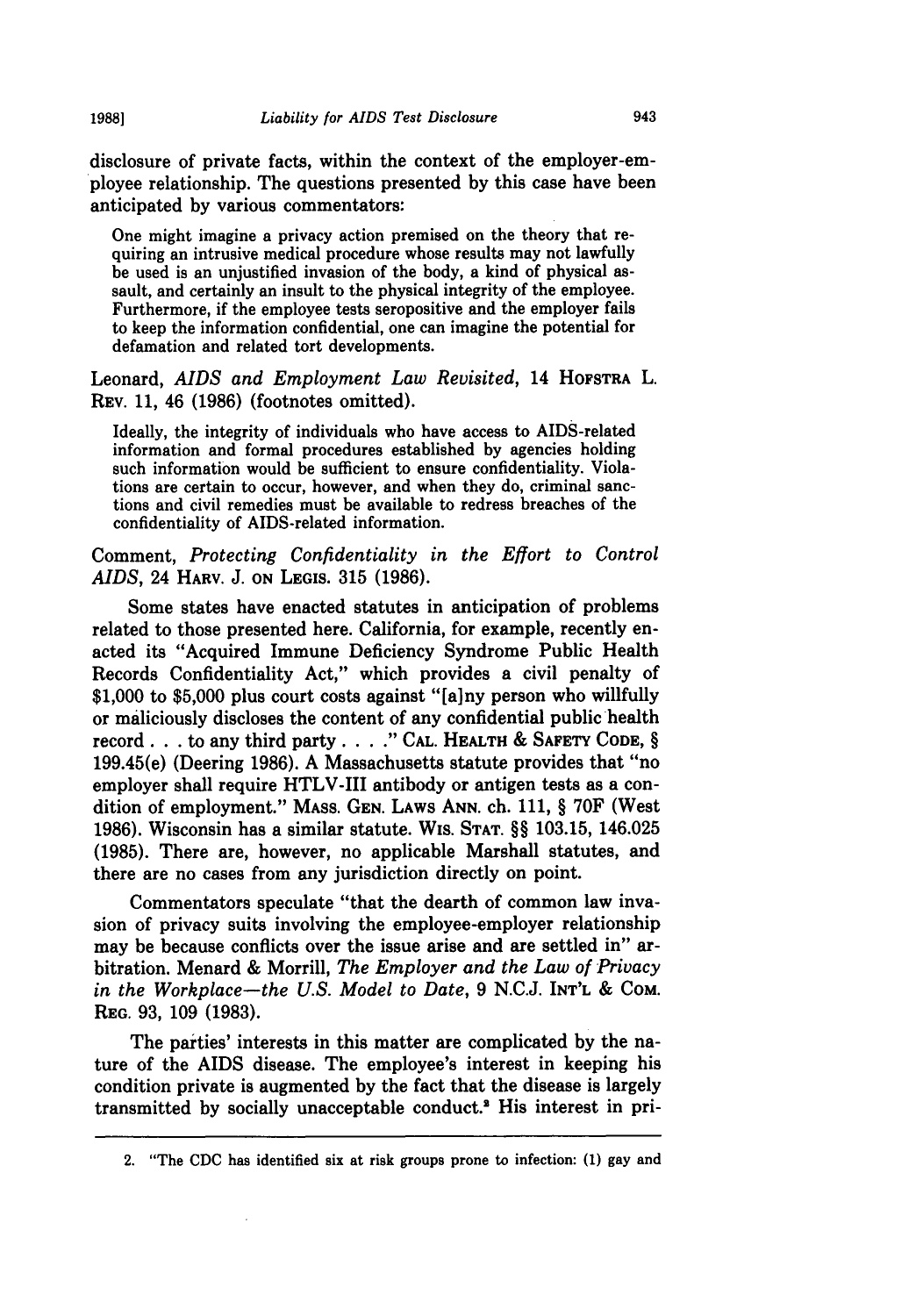disclosure of private facts, within the context of the employer-employee relationship. The questions presented by this case have been anticipated by various commentators:

> One might imagine a privacy action premised on the theory that requiring an intrusive medical procedure whose results may not lawfully be used is an unjustified invasion of the body, a kind of physical assault, and certainly an insult to the physical integrity of the employee. Furthermore, if the employee tests seropositive and the employer fails to keep the information confidential, one can imagine the potential for defamation and related tort developments.

Leonard, *AIDS and Employment Law Revisited*, 14 HOFSTRA L. REV. 11, 46 (1986) (footnotes omitted).

> Ideally, the integrity of individuals who have access to AIDS-related information and formal procedures established by agencies holding such information would be sufficient to ensure confidentiality. Violations are certain to occur, however, and when they do, criminal sanctions and civil remedies must be available to redress breaches of the confidentiality of AIDS-related information.

Comment, *Protecting Confidentiality in the Effort to Control AIDS*, 24 HARV. J. ON LEGIS. 315 (1986).

Some states have enacted statutes in anticipation of problems related to those presented here. California, for example, recently enacted its "Acquired Immune Deficiency Syndrome Public Health Records Confidentiality Act," which provides a civil penalty of $1,000 to $5,000 plus court costs against "[a]ny person who willfully or maliciously discloses the content of any confidential public health record . . . to any third party . . . ." CAL. HEALTH & SAFETY CODE, § 199.45(e) (Deering 1986). A Massachusetts statute provides that "no employer shall require HTLV-III antibody or antigen tests as a condition of employment." MASS. GEN. LAWS ANN. ch. 111, § 70F (West 1986). Wisconsin has a similar statute. WIS. STAT. §§ 103.15, 146.025 (1985). There are, however, no applicable Marshall statutes, and there are no cases from any jurisdiction directly on point.

Commentators speculate "that the dearth of common law invasion of privacy suits involving the employee-employer relationship may be because conflicts over the issue arise and are settled in" arbitration. Menard & Morrill, *The Employer and the Law of Privacy in the Workplace—the U.S. Model to Date*, 9 N.C.J. INT'L & COM. REG. 93, 109 (1983).

The parties' interests in this matter are complicated by the nature of the AIDS disease. The employee's interest in keeping his condition private is augmented by the fact that the disease is largely transmitted by socially unacceptable conduct.[2] His interest in pri-

---

2. "The CDC has identified six at risk groups prone to infection: (1) gay and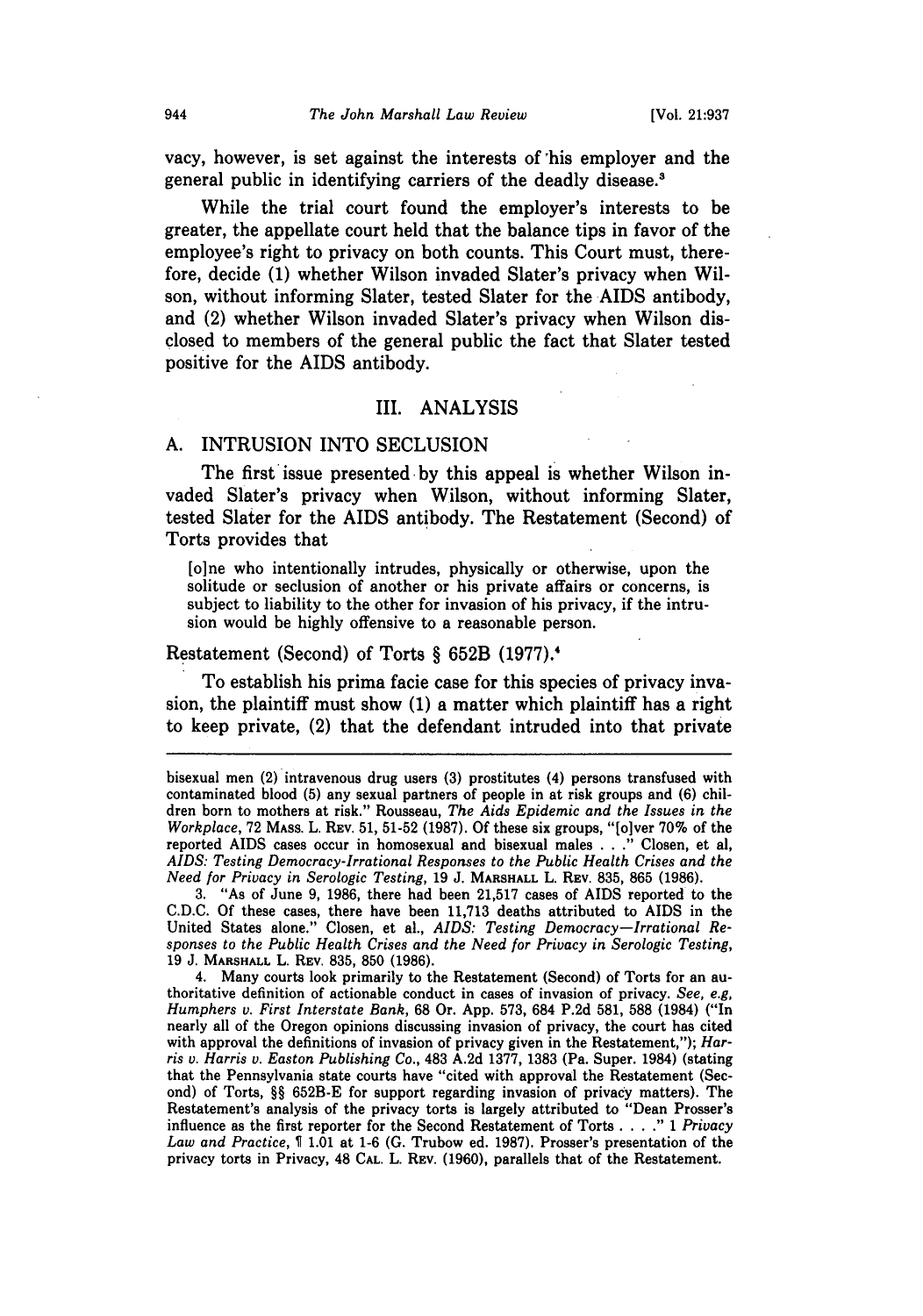vacy, however, is set against the interests of his employer and the general public in identifying carriers of the deadly disease.[3]

While the trial court found the employer's interests to be greater, the appellate court held that the balance tips in favor of the employee's right to privacy on both counts. This Court must, therefore, decide (1) whether Wilson invaded Slater's privacy when Wilson, without informing Slater, tested Slater for the AIDS antibody, and (2) whether Wilson invaded Slater's privacy when Wilson disclosed to members of the general public the fact that Slater tested positive for the AIDS antibody.

## III. ANALYSIS

### A. INTRUSION INTO SECLUSION

The first issue presented by this appeal is whether Wilson invaded Slater's privacy when Wilson, without informing Slater, tested Slater for the AIDS antibody. The Restatement (Second) of Torts provides that

> [o]ne who intentionally intrudes, physically or otherwise, upon the solitude or seclusion of another or his private affairs or concerns, is subject to liability to the other for invasion of his privacy, if the intrusion would be highly offensive to a reasonable person.

Restatement (Second) of Torts § 652B (1977).[4]

To establish his prima facie case for this species of privacy invasion, the plaintiff must show (1) a matter which plaintiff has a right to keep private, (2) that the defendant intruded into that private

---

bisexual men (2) intravenous drug users (3) prostitutes (4) persons transfused with contaminated blood (5) any sexual partners of people in at risk groups and (6) children born to mothers at risk." Rousseau, *The Aids Epidemic and the Issues in the Workplace*, 72 MASS. L. REV. 51, 51-52 (1987). Of these six groups, "[o]ver 70% of the reported AIDS cases occur in homosexual and bisexual males . . ." Closen, et al, *AIDS: Testing Democracy-Irrational Responses to the Public Health Crises and the Need for Privacy in Serologic Testing*, 19 J. MARSHALL L. REV. 835, 865 (1986).

3. "As of June 9, 1986, there had been 21,517 cases of AIDS reported to the C.D.C. Of these cases, there have been 11,713 deaths attributed to AIDS in the United States alone." Closen, et al., *AIDS: Testing Democracy—Irrational Responses to the Public Health Crises and the Need for Privacy in Serologic Testing*, 19 J. MARSHALL L. REV. 835, 850 (1986).

4. Many courts look primarily to the Restatement (Second) of Torts for an authoritative definition of actionable conduct in cases of invasion of privacy. *See, e.g, Humphers v. First Interstate Bank*, 68 Or. App. 573, 684 P.2d 581, 588 (1984) ("In nearly all of the Oregon opinions discussing invasion of privacy, the court has cited with approval the definitions of invasion of privacy given in the Restatement,"); *Harris v. Harris v. Easton Publishing Co.*, 483 A.2d 1377, 1383 (Pa. Super. 1984) (stating that the Pennsylvania state courts have "cited with approval the Restatement (Second) of Torts, §§ 652B-E for support regarding invasion of privacy matters). The Restatement's analysis of the privacy torts is largely attributed to "Dean Prosser's influence as the first reporter for the Second Restatement of Torts . . . ." 1 *Privacy Law and Practice*, ¶ 1.01 at 1-6 (G. Trubow ed. 1987). Prosser's presentation of the privacy torts in Privacy, 48 CAL. L. REV. (1960), parallels that of the Restatement.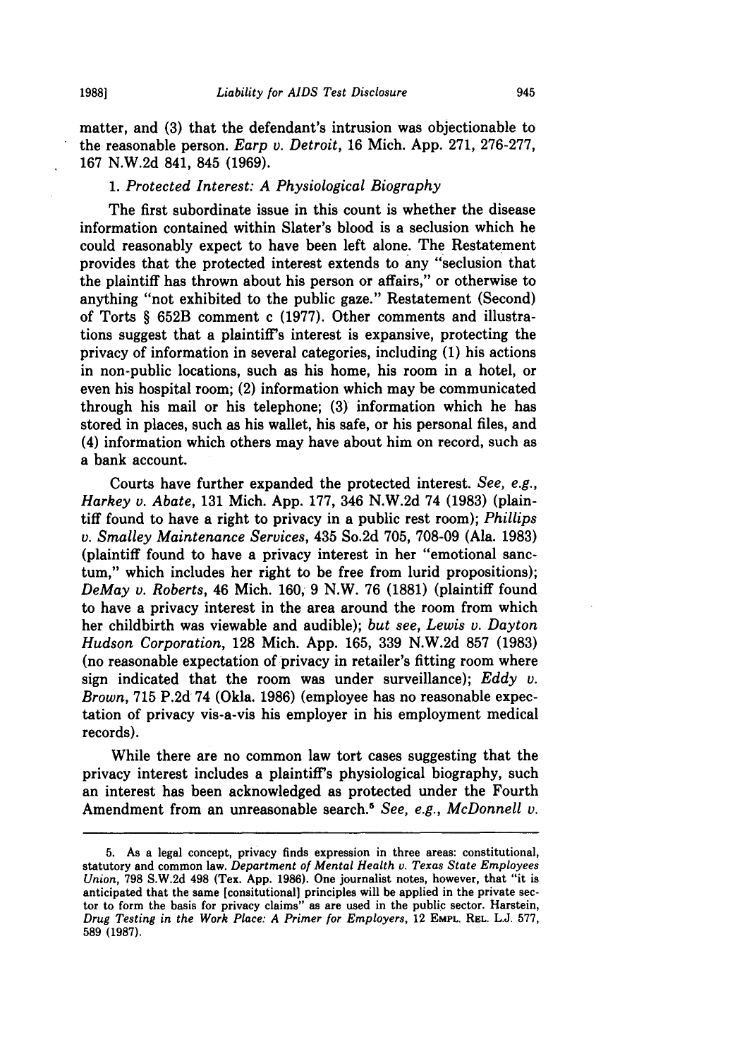matter, and (3) that the defendant's intrusion was objectionable to the reasonable person. *Earp v. Detroit*, 16 Mich. App. 271, 276-277, 167 N.W.2d 841, 845 (1969).

1. *Protected Interest: A Physiological Biography*

The first subordinate issue in this count is whether the disease information contained within Slater's blood is a seclusion which he could reasonably expect to have been left alone. The Restatement provides that the protected interest extends to any "seclusion that the plaintiff has thrown about his person or affairs," or otherwise to anything "not exhibited to the public gaze." Restatement (Second) of Torts § 652B comment c (1977). Other comments and illustrations suggest that a plaintiff's interest is expansive, protecting the privacy of information in several categories, including (1) his actions in non-public locations, such as his home, his room in a hotel, or even his hospital room; (2) information which may be communicated through his mail or his telephone; (3) information which he has stored in places, such as his wallet, his safe, or his personal files, and (4) information which others may have about him on record, such as a bank account.

Courts have further expanded the protected interest. *See, e.g., Harkey v. Abate*, 131 Mich. App. 177, 346 N.W.2d 74 (1983) (plaintiff found to have a right to privacy in a public rest room); *Phillips v. Smalley Maintenance Services*, 435 So.2d 705, 708-09 (Ala. 1983) (plaintiff found to have a privacy interest in her "emotional sanctum," which includes her right to be free from lurid propositions); *DeMay v. Roberts*, 46 Mich. 160, 9 N.W. 76 (1881) (plaintiff found to have a privacy interest in the area around the room from which her childbirth was viewable and audible); *but see, Lewis v. Dayton Hudson Corporation*, 128 Mich. App. 165, 339 N.W.2d 857 (1983) (no reasonable expectation of privacy in retailer's fitting room where sign indicated that the room was under surveillance); *Eddy v. Brown*, 715 P.2d 74 (Okla. 1986) (employee has no reasonable expectation of privacy vis-a-vis his employer in his employment medical records).

While there are no common law tort cases suggesting that the privacy interest includes a plaintiff's physiological biography, such an interest has been acknowledged as protected under the Fourth Amendment from an unreasonable search.[5] *See, e.g., McDonnell v.*

---

5. As a legal concept, privacy finds expression in three areas: constitutional, statutory and common law. *Department of Mental Health v. Texas State Employees Union*, 798 S.W.2d 498 (Tex. App. 1986). One journalist notes, however, that "it is anticipated that the same [consitutional] principles will be applied in the private sector to form the basis for privacy claims" as are used in the public sector. Harstein, *Drug Testing in the Work Place: A Primer for Employers*, 12 EMPL. REL. L.J. 577, 589 (1987).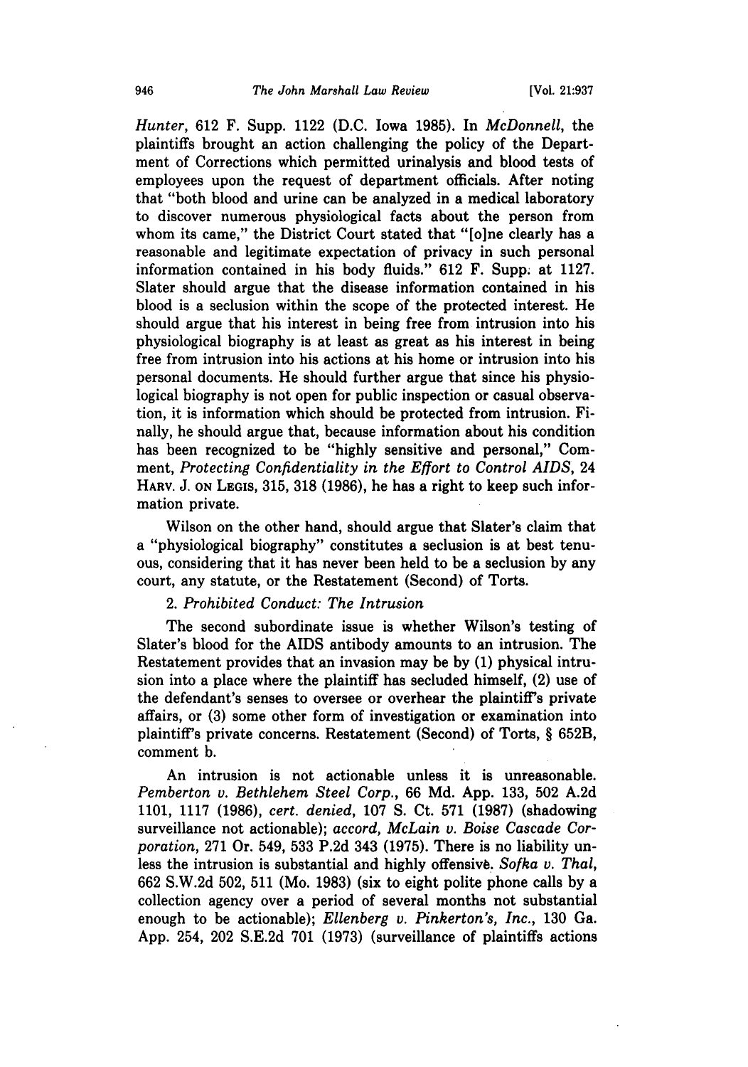*Hunter*, 612 F. Supp. 1122 (D.C. Iowa 1985). In *McDonnell*, the plaintiffs brought an action challenging the policy of the Department of Corrections which permitted urinalysis and blood tests of employees upon the request of department officials. After noting that "both blood and urine can be analyzed in a medical laboratory to discover numerous physiological facts about the person from whom its came," the District Court stated that "[o]ne clearly has a reasonable and legitimate expectation of privacy in such personal information contained in his body fluids." 612 F. Supp. at 1127. Slater should argue that the disease information contained in his blood is a seclusion within the scope of the protected interest. He should argue that his interest in being free from intrusion into his physiological biography is at least as great as his interest in being free from intrusion into his actions at his home or intrusion into his personal documents. He should further argue that since his physiological biography is not open for public inspection or casual observation, it is information which should be protected from intrusion. Finally, he should argue that, because information about his condition has been recognized to be "highly sensitive and personal," Comment, *Protecting Confidentiality in the Effort to Control AIDS*, 24 HARV. J. ON LEGIS, 315, 318 (1986), he has a right to keep such information private.

Wilson on the other hand, should argue that Slater's claim that a "physiological biography" constitutes a seclusion is at best tenuous, considering that it has never been held to be a seclusion by any court, any statute, or the Restatement (Second) of Torts.

2. *Prohibited Conduct: The Intrusion*

The second subordinate issue is whether Wilson's testing of Slater's blood for the AIDS antibody amounts to an intrusion. The Restatement provides that an invasion may be by (1) physical intrusion into a place where the plaintiff has secluded himself, (2) use of the defendant's senses to oversee or overhear the plaintiff's private affairs, or (3) some other form of investigation or examination into plaintiff's private concerns. Restatement (Second) of Torts, § 652B, comment b.

An intrusion is not actionable unless it is unreasonable. *Pemberton v. Bethlehem Steel Corp.*, 66 Md. App. 133, 502 A.2d 1101, 1117 (1986), *cert. denied*, 107 S. Ct. 571 (1987) (shadowing surveillance not actionable); *accord, McLain v. Boise Cascade Corporation*, 271 Or. 549, 533 P.2d 343 (1975). There is no liability unless the intrusion is substantial and highly offensive. *Sofka v. Thal*, 662 S.W.2d 502, 511 (Mo. 1983) (six to eight polite phone calls by a collection agency over a period of several months not substantial enough to be actionable); *Ellenberg v. Pinkerton's, Inc.*, 130 Ga. App. 254, 202 S.E.2d 701 (1973) (surveillance of plaintiffs actions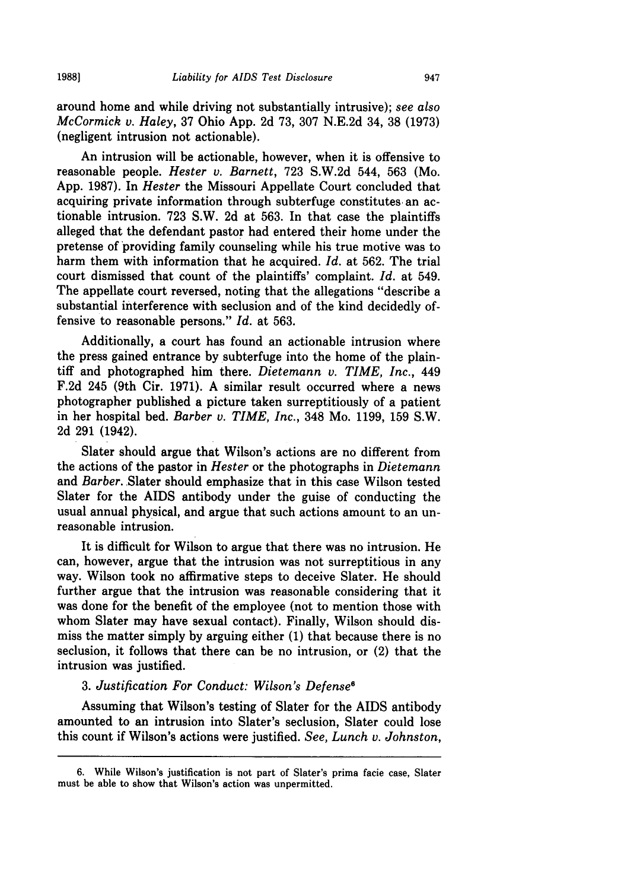around home and while driving not substantially intrusive); *see also McCormick v. Haley*, 37 Ohio App. 2d 73, 307 N.E.2d 34, 38 (1973) (negligent intrusion not actionable).

An intrusion will be actionable, however, when it is offensive to reasonable people. *Hester v. Barnett*, 723 S.W.2d 544, 563 (Mo. App. 1987). In *Hester* the Missouri Appellate Court concluded that acquiring private information through subterfuge constitutes an actionable intrusion. 723 S.W. 2d at 563. In that case the plaintiffs alleged that the defendant pastor had entered their home under the pretense of providing family counseling while his true motive was to harm them with information that he acquired. *Id.* at 562. The trial court dismissed that count of the plaintiffs' complaint. *Id.* at 549. The appellate court reversed, noting that the allegations "describe a substantial interference with seclusion and of the kind decidedly offensive to reasonable persons." *Id.* at 563.

Additionally, a court has found an actionable intrusion where the press gained entrance by subterfuge into the home of the plaintiff and photographed him there. *Dietemann v. TIME, Inc.*, 449 F.2d 245 (9th Cir. 1971). A similar result occurred where a news photographer published a picture taken surreptitiously of a patient in her hospital bed. *Barber v. TIME, Inc.*, 348 Mo. 1199, 159 S.W. 2d 291 (1942).

Slater should argue that Wilson's actions are no different from the actions of the pastor in *Hester* or the photographs in *Dietemann* and *Barber*. Slater should emphasize that in this case Wilson tested Slater for the AIDS antibody under the guise of conducting the usual annual physical, and argue that such actions amount to an unreasonable intrusion.

It is difficult for Wilson to argue that there was no intrusion. He can, however, argue that the intrusion was not surreptitious in any way. Wilson took no affirmative steps to deceive Slater. He should further argue that the intrusion was reasonable considering that it was done for the benefit of the employee (not to mention those with whom Slater may have sexual contact). Finally, Wilson should dismiss the matter simply by arguing either (1) that because there is no seclusion, it follows that there can be no intrusion, or (2) that the intrusion was justified.

### 3. *Justification For Conduct: Wilson's Defense*[6]

Assuming that Wilson's testing of Slater for the AIDS antibody amounted to an intrusion into Slater's seclusion, Slater could lose this count if Wilson's actions were justified. *See, Lunch v. Johnston*,

---

6. While Wilson's justification is not part of Slater's prima facie case, Slater must be able to show that Wilson's action was unpermitted.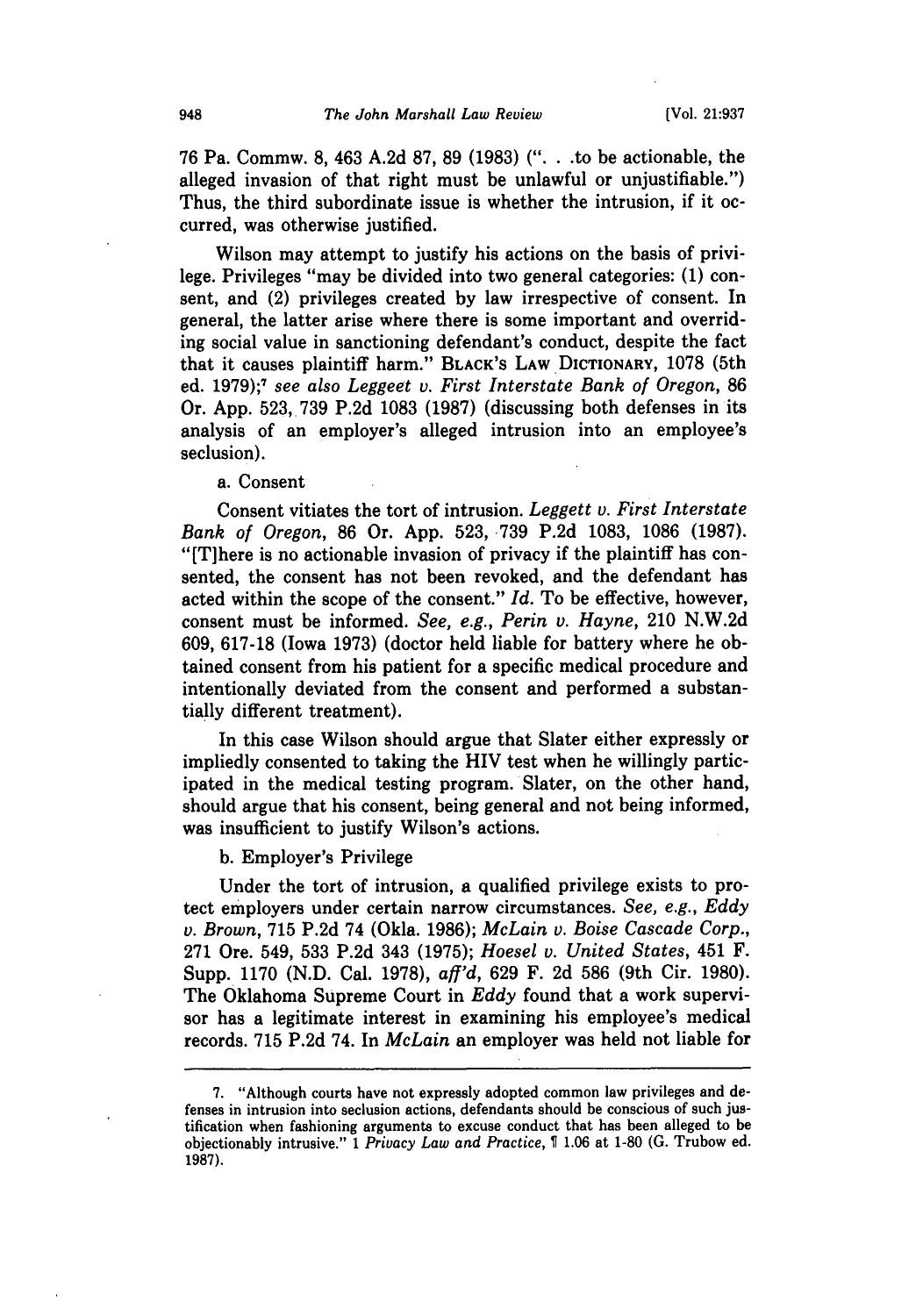76 Pa. Commw. 8, 463 A.2d 87, 89 (1983) (". . .to be actionable, the alleged invasion of that right must be unlawful or unjustifiable.") Thus, the third subordinate issue is whether the intrusion, if it occurred, was otherwise justified.

Wilson may attempt to justify his actions on the basis of privilege. Privileges "may be divided into two general categories: (1) consent, and (2) privileges created by law irrespective of consent. In general, the latter arise where there is some important and overriding social value in sanctioning defendant's conduct, despite the fact that it causes plaintiff harm." BLACK'S LAW DICTIONARY, 1078 (5th ed. 1979);[7] *see also Leggeet v. First Interstate Bank of Oregon*, 86 Or. App. 523, 739 P.2d 1083 (1987) (discussing both defenses in its analysis of an employer's alleged intrusion into an employee's seclusion).

a. Consent

Consent vitiates the tort of intrusion. *Leggett v. First Interstate Bank of Oregon*, 86 Or. App. 523, 739 P.2d 1083, 1086 (1987). "[T]here is no actionable invasion of privacy if the plaintiff has consented, the consent has not been revoked, and the defendant has acted within the scope of the consent." *Id.* To be effective, however, consent must be informed. *See, e.g., Perin v. Hayne*, 210 N.W.2d 609, 617-18 (Iowa 1973) (doctor held liable for battery where he obtained consent from his patient for a specific medical procedure and intentionally deviated from the consent and performed a substantially different treatment).

In this case Wilson should argue that Slater either expressly or impliedly consented to taking the HIV test when he willingly participated in the medical testing program. Slater, on the other hand, should argue that his consent, being general and not being informed, was insufficient to justify Wilson's actions.

b. Employer's Privilege

Under the tort of intrusion, a qualified privilege exists to protect employers under certain narrow circumstances. *See, e.g., Eddy v. Brown*, 715 P.2d 74 (Okla. 1986); *McLain v. Boise Cascade Corp.*, 271 Ore. 549, 533 P.2d 343 (1975); *Hoesel v. United States*, 451 F. Supp. 1170 (N.D. Cal. 1978), *aff'd*, 629 F. 2d 586 (9th Cir. 1980). The Oklahoma Supreme Court in *Eddy* found that a work supervisor has a legitimate interest in examining his employee's medical records. 715 P.2d 74. In *McLain* an employer was held not liable for

---

7. "Although courts have not expressly adopted common law privileges and defenses in intrusion into seclusion actions, defendants should be conscious of such justification when fashioning arguments to excuse conduct that has been alleged to be objectionably intrusive." 1 *Privacy Law and Practice*, ¶ 1.06 at 1-80 (G. Trubow ed. 1987).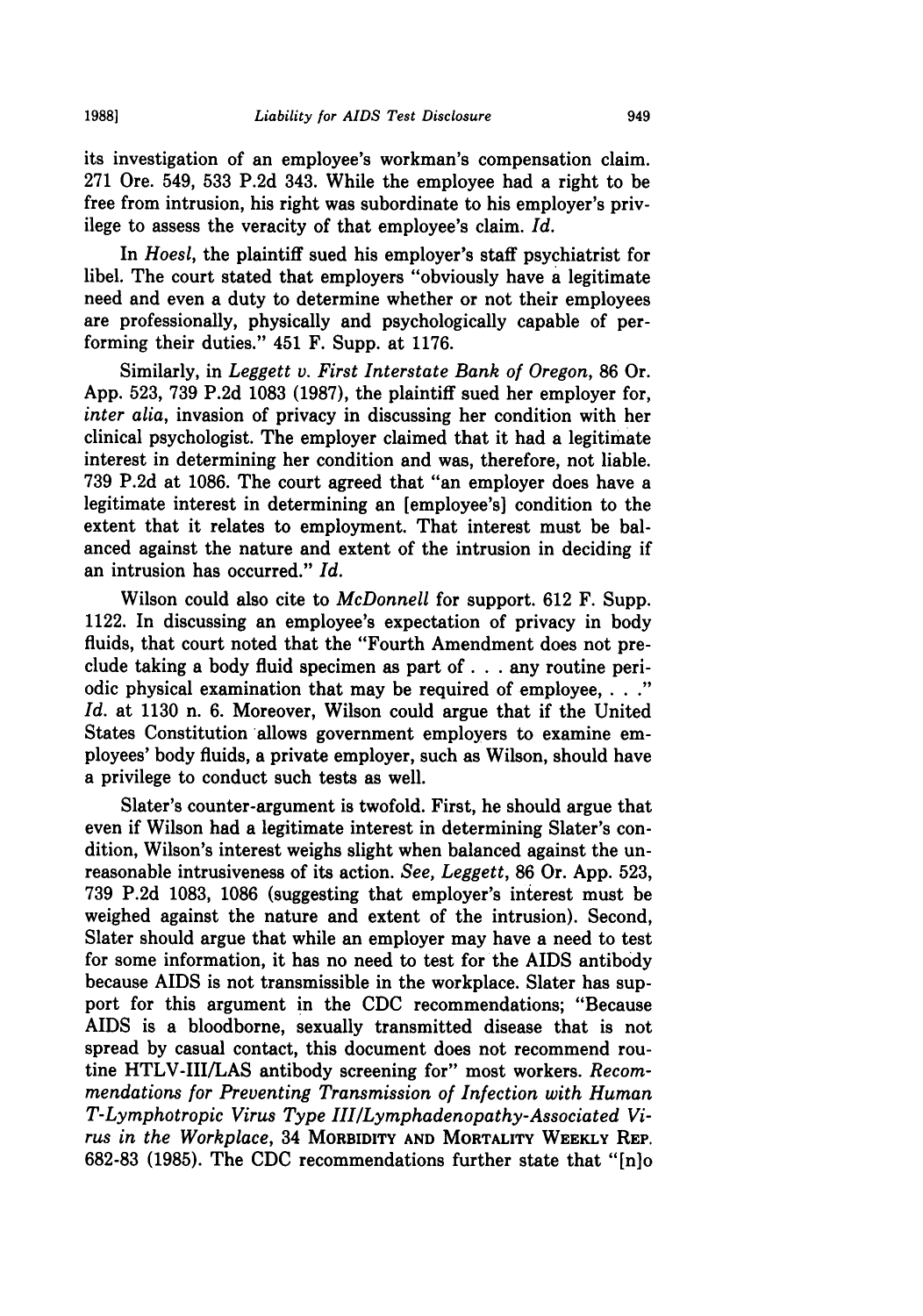its investigation of an employee's workman's compensation claim. 271 Ore. 549, 533 P.2d 343. While the employee had a right to be free from intrusion, his right was subordinate to his employer's privilege to assess the veracity of that employee's claim. *Id.*

In *Hoesl*, the plaintiff sued his employer's staff psychiatrist for libel. The court stated that employers "obviously have a legitimate need and even a duty to determine whether or not their employees are professionally, physically and psychologically capable of performing their duties." 451 F. Supp. at 1176.

Similarly, in *Leggett v. First Interstate Bank of Oregon*, 86 Or. App. 523, 739 P.2d 1083 (1987), the plaintiff sued her employer for, *inter alia*, invasion of privacy in discussing her condition with her clinical psychologist. The employer claimed that it had a legitimate interest in determining her condition and was, therefore, not liable. 739 P.2d at 1086. The court agreed that "an employer does have a legitimate interest in determining an [employee's] condition to the extent that it relates to employment. That interest must be balanced against the nature and extent of the intrusion in deciding if an intrusion has occurred." *Id.*

Wilson could also cite to *McDonnell* for support. 612 F. Supp. 1122. In discussing an employee's expectation of privacy in body fluids, that court noted that the "Fourth Amendment does not preclude taking a body fluid specimen as part of . . . any routine periodic physical examination that may be required of employee, . . ." *Id.* at 1130 n. 6. Moreover, Wilson could argue that if the United States Constitution allows government employers to examine employees' body fluids, a private employer, such as Wilson, should have a privilege to conduct such tests as well.

Slater's counter-argument is twofold. First, he should argue that even if Wilson had a legitimate interest in determining Slater's condition, Wilson's interest weighs slight when balanced against the unreasonable intrusiveness of its action. *See*, *Leggett*, 86 Or. App. 523, 739 P.2d 1083, 1086 (suggesting that employer's interest must be weighed against the nature and extent of the intrusion). Second, Slater should argue that while an employer may have a need to test for some information, it has no need to test for the AIDS antibody because AIDS is not transmissible in the workplace. Slater has support for this argument in the CDC recommendations; "Because AIDS is a bloodborne, sexually transmitted disease that is not spread by casual contact, this document does not recommend routine HTLV-III/LAS antibody screening for" most workers. *Recommendations for Preventing Transmission of Infection with Human T-Lymphotropic Virus Type III/Lymphadenopathy-Associated Virus in the Workplace*, 34 MORBIDITY AND MORTALITY WEEKLY REP. 682-83 (1985). The CDC recommendations further state that "[n]o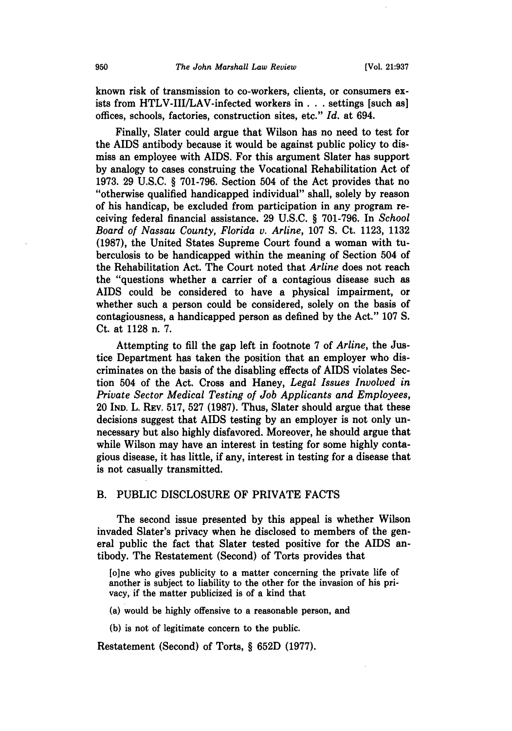known risk of transmission to co-workers, clients, or consumers exists from HTLV-III/LAV-infected workers in . . . settings [such as] offices, schools, factories, construction sites, etc." *Id.* at 694.

Finally, Slater could argue that Wilson has no need to test for the AIDS antibody because it would be against public policy to dismiss an employee with AIDS. For this argument Slater has support by analogy to cases construing the Vocational Rehabilitation Act of 1973. 29 U.S.C. § 701-796. Section 504 of the Act provides that no "otherwise qualified handicapped individual" shall, solely by reason of his handicap, be excluded from participation in any program receiving federal financial assistance. 29 U.S.C. § 701-796. In *School Board of Nassau County, Florida v. Arline*, 107 S. Ct. 1123, 1132 (1987), the United States Supreme Court found a woman with tuberculosis to be handicapped within the meaning of Section 504 of the Rehabilitation Act. The Court noted that *Arline* does not reach the "questions whether a carrier of a contagious disease such as AIDS could be considered to have a physical impairment, or whether such a person could be considered, solely on the basis of contagiousness, a handicapped person as defined by the Act." 107 S. Ct. at 1128 n. 7.

Attempting to fill the gap left in footnote 7 of *Arline*, the Justice Department has taken the position that an employer who discriminates on the basis of the disabling effects of AIDS violates Section 504 of the Act. Cross and Haney, *Legal Issues Involved in Private Sector Medical Testing of Job Applicants and Employees*, 20 IND. L. REV. 517, 527 (1987). Thus, Slater should argue that these decisions suggest that AIDS testing by an employer is not only unnecessary but also highly disfavored. Moreover, he should argue that while Wilson may have an interest in testing for some highly contagious disease, it has little, if any, interest in testing for a disease that is not casually transmitted.

## B. PUBLIC DISCLOSURE OF PRIVATE FACTS

The second issue presented by this appeal is whether Wilson invaded Slater's privacy when he disclosed to members of the general public the fact that Slater tested positive for the AIDS antibody. The Restatement (Second) of Torts provides that

> [o]ne who gives publicity to a matter concerning the private life of another is subject to liability to the other for the invasion of his privacy, if the matter publicized is of a kind that
>
> (a) would be highly offensive to a reasonable person, and
>
> (b) is not of legitimate concern to the public.

Restatement (Second) of Torts, § 652D (1977).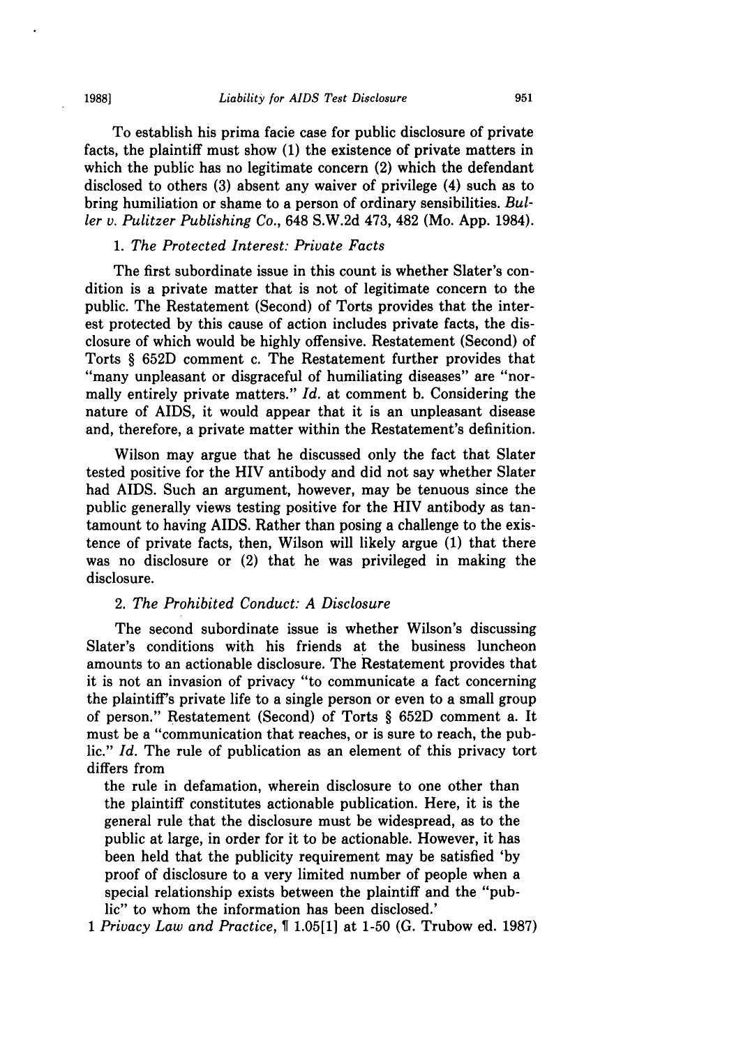To establish his prima facie case for public disclosure of private facts, the plaintiff must show (1) the existence of private matters in which the public has no legitimate concern (2) which the defendant disclosed to others (3) absent any waiver of privilege (4) such as to bring humiliation or shame to a person of ordinary sensibilities. *Buller v. Pulitzer Publishing Co.*, 648 S.W.2d 473, 482 (Mo. App. 1984).

### 1. *The Protected Interest: Private Facts*

The first subordinate issue in this count is whether Slater's condition is a private matter that is not of legitimate concern to the public. The Restatement (Second) of Torts provides that the interest protected by this cause of action includes private facts, the disclosure of which would be highly offensive. Restatement (Second) of Torts § 652D comment c. The Restatement further provides that "many unpleasant or disgraceful of humiliating diseases" are "normally entirely private matters." *Id.* at comment b. Considering the nature of AIDS, it would appear that it is an unpleasant disease and, therefore, a private matter within the Restatement's definition.

Wilson may argue that he discussed only the fact that Slater tested positive for the HIV antibody and did not say whether Slater had AIDS. Such an argument, however, may be tenuous since the public generally views testing positive for the HIV antibody as tantamount to having AIDS. Rather than posing a challenge to the existence of private facts, then, Wilson will likely argue (1) that there was no disclosure or (2) that he was privileged in making the disclosure.

### 2. *The Prohibited Conduct: A Disclosure*

The second subordinate issue is whether Wilson's discussing Slater's conditions with his friends at the business luncheon amounts to an actionable disclosure. The Restatement provides that it is not an invasion of privacy "to communicate a fact concerning the plaintiff's private life to a single person or even to a small group of person." Restatement (Second) of Torts § 652D comment a. It must be a "communication that reaches, or is sure to reach, the public." *Id.* The rule of publication as an element of this privacy tort differs from

> the rule in defamation, wherein disclosure to one other than the plaintiff constitutes actionable publication. Here, it is the general rule that the disclosure must be widespread, as to the public at large, in order for it to be actionable. However, it has been held that the publicity requirement may be satisfied 'by proof of disclosure to a very limited number of people when a special relationship exists between the plaintiff and the "public" to whom the information has been disclosed.'

1 *Privacy Law and Practice*, ¶ 1.05[1] at 1-50 (G. Trubow ed. 1987)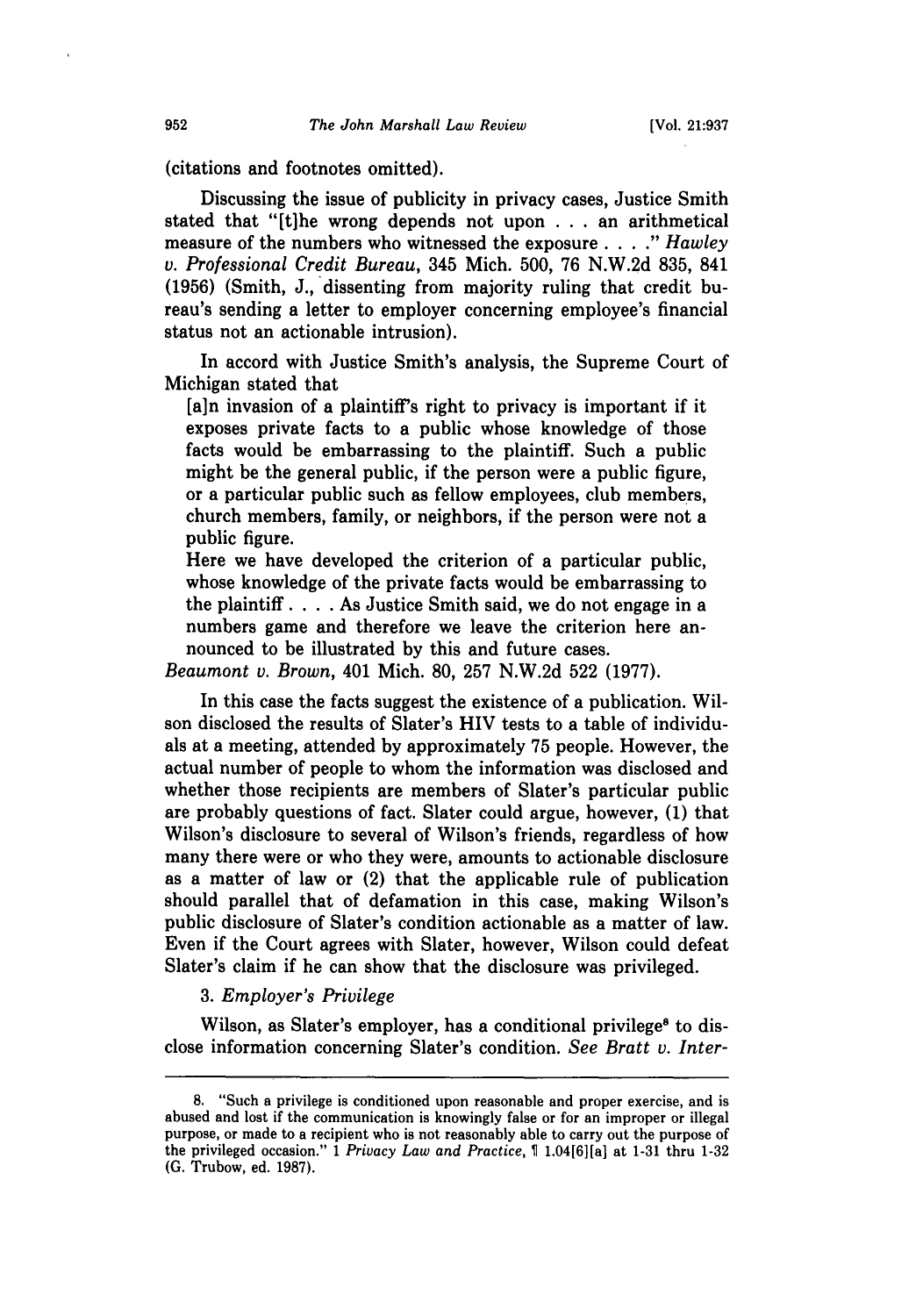(citations and footnotes omitted).

Discussing the issue of publicity in privacy cases, Justice Smith stated that "[t]he wrong depends not upon . . . an arithmetical measure of the numbers who witnessed the exposure . . . ." *Hawley v. Professional Credit Bureau*, 345 Mich. 500, 76 N.W.2d 835, 841 (1956) (Smith, J., dissenting from majority ruling that credit bureau's sending a letter to employer concerning employee's financial status not an actionable intrusion).

In accord with Justice Smith's analysis, the Supreme Court of Michigan stated that

> [a]n invasion of a plaintiff's right to privacy is important if it exposes private facts to a public whose knowledge of those facts would be embarrassing to the plaintiff. Such a public might be the general public, if the person were a public figure, or a particular public such as fellow employees, club members, church members, family, or neighbors, if the person were not a public figure.
>
> Here we have developed the criterion of a particular public, whose knowledge of the private facts would be embarrassing to the plaintiff. . . . As Justice Smith said, we do not engage in a numbers game and therefore we leave the criterion here announced to be illustrated by this and future cases.

*Beaumont v. Brown*, 401 Mich. 80, 257 N.W.2d 522 (1977).

In this case the facts suggest the existence of a publication. Wilson disclosed the results of Slater's HIV tests to a table of individuals at a meeting, attended by approximately 75 people. However, the actual number of people to whom the information was disclosed and whether those recipients are members of Slater's particular public are probably questions of fact. Slater could argue, however, (1) that Wilson's disclosure to several of Wilson's friends, regardless of how many there were or who they were, amounts to actionable disclosure as a matter of law or (2) that the applicable rule of publication should parallel that of defamation in this case, making Wilson's public disclosure of Slater's condition actionable as a matter of law. Even if the Court agrees with Slater, however, Wilson could defeat Slater's claim if he can show that the disclosure was privileged.

### 3. *Employer's Privilege*

Wilson, as Slater's employer, has a conditional privilege[8] to disclose information concerning Slater's condition. *See Bratt v. Inter-*

---

8. "Such a privilege is conditioned upon reasonable and proper exercise, and is abused and lost if the communication is knowingly false or for an improper or illegal purpose, or made to a recipient who is not reasonably able to carry out the purpose of the privileged occasion." 1 *Privacy Law and Practice*, ¶ 1.04[6][a] at 1-31 thru 1-32 (G. Trubow, ed. 1987).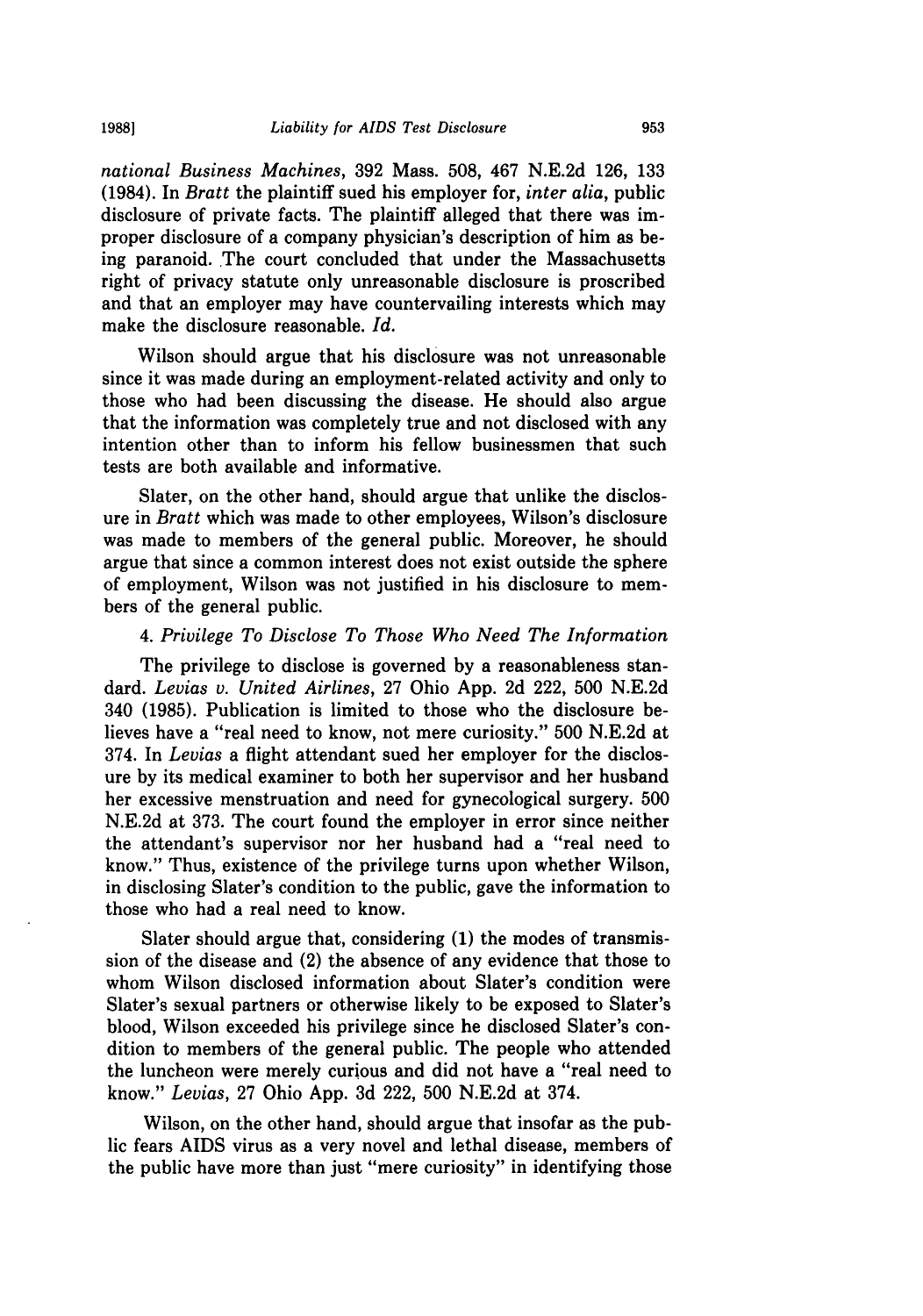*national Business Machines*, 392 Mass. 508, 467 N.E.2d 126, 133 (1984). In *Bratt* the plaintiff sued his employer for, *inter alia*, public disclosure of private facts. The plaintiff alleged that there was improper disclosure of a company physician's description of him as being paranoid. The court concluded that under the Massachusetts right of privacy statute only unreasonable disclosure is proscribed and that an employer may have countervailing interests which may make the disclosure reasonable. *Id.*

Wilson should argue that his disclosure was not unreasonable since it was made during an employment-related activity and only to those who had been discussing the disease. He should also argue that the information was completely true and not disclosed with any intention other than to inform his fellow businessmen that such tests are both available and informative.

Slater, on the other hand, should argue that unlike the disclosure in *Bratt* which was made to other employees, Wilson's disclosure was made to members of the general public. Moreover, he should argue that since a common interest does not exist outside the sphere of employment, Wilson was not justified in his disclosure to members of the general public.

### 4. *Privilege To Disclose To Those Who Need The Information*

The privilege to disclose is governed by a reasonableness standard. *Levias v. United Airlines*, 27 Ohio App. 2d 222, 500 N.E.2d 340 (1985). Publication is limited to those who the disclosure believes have a "real need to know, not mere curiosity." 500 N.E.2d at 374. In *Levias* a flight attendant sued her employer for the disclosure by its medical examiner to both her supervisor and her husband her excessive menstruation and need for gynecological surgery. 500 N.E.2d at 373. The court found the employer in error since neither the attendant's supervisor nor her husband had a "real need to know." Thus, existence of the privilege turns upon whether Wilson, in disclosing Slater's condition to the public, gave the information to those who had a real need to know.

Slater should argue that, considering (1) the modes of transmission of the disease and (2) the absence of any evidence that those to whom Wilson disclosed information about Slater's condition were Slater's sexual partners or otherwise likely to be exposed to Slater's blood, Wilson exceeded his privilege since he disclosed Slater's condition to members of the general public. The people who attended the luncheon were merely curious and did not have a "real need to know." *Levias*, 27 Ohio App. 3d 222, 500 N.E.2d at 374.

Wilson, on the other hand, should argue that insofar as the public fears AIDS virus as a very novel and lethal disease, members of the public have more than just "mere curiosity" in identifying those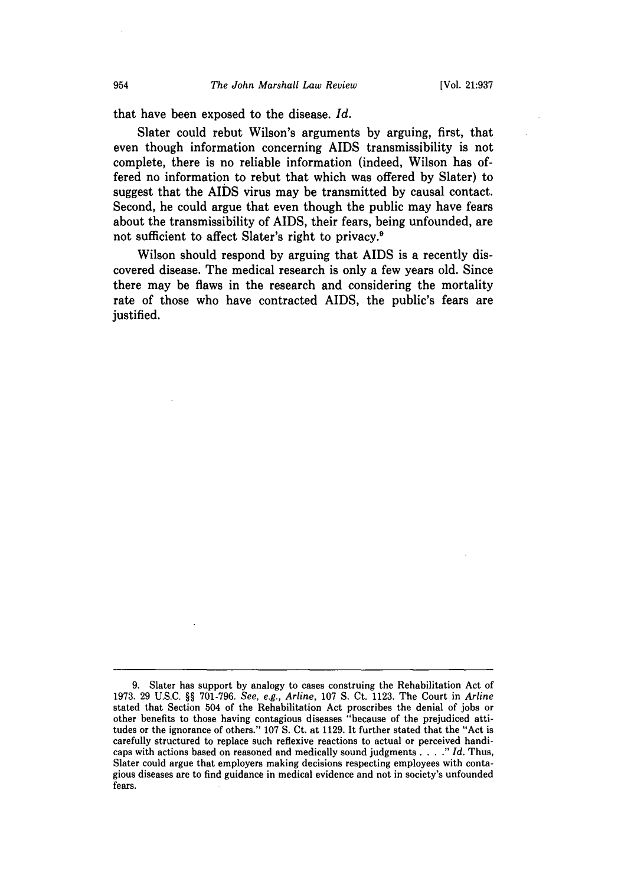that have been exposed to the disease. *Id.*

Slater could rebut Wilson's arguments by arguing, first, that even though information concerning AIDS transmissibility is not complete, there is no reliable information (indeed, Wilson has offered no information to rebut that which was offered by Slater) to suggest that the AIDS virus may be transmitted by causal contact. Second, he could argue that even though the public may have fears about the transmissibility of AIDS, their fears, being unfounded, are not sufficient to affect Slater's right to privacy.[9]

Wilson should respond by arguing that AIDS is a recently discovered disease. The medical research is only a few years old. Since there may be flaws in the research and considering the mortality rate of those who have contracted AIDS, the public's fears are justified.

---

9. Slater has support by analogy to cases construing the Rehabilitation Act of 1973. 29 U.S.C. §§ 701-796. *See, e.g., Arline*, 107 S. Ct. 1123. The Court in *Arline* stated that Section 504 of the Rehabilitation Act proscribes the denial of jobs or other benefits to those having contagious diseases "because of the prejudiced attitudes or the ignorance of others." 107 S. Ct. at 1129. It further stated that the "Act is carefully structured to replace such reflexive reactions to actual or perceived handicaps with actions based on reasoned and medically sound judgments . . . ." *Id.* Thus, Slater could argue that employers making decisions respecting employees with contagious diseases are to find guidance in medical evidence and not in society's unfounded fears.